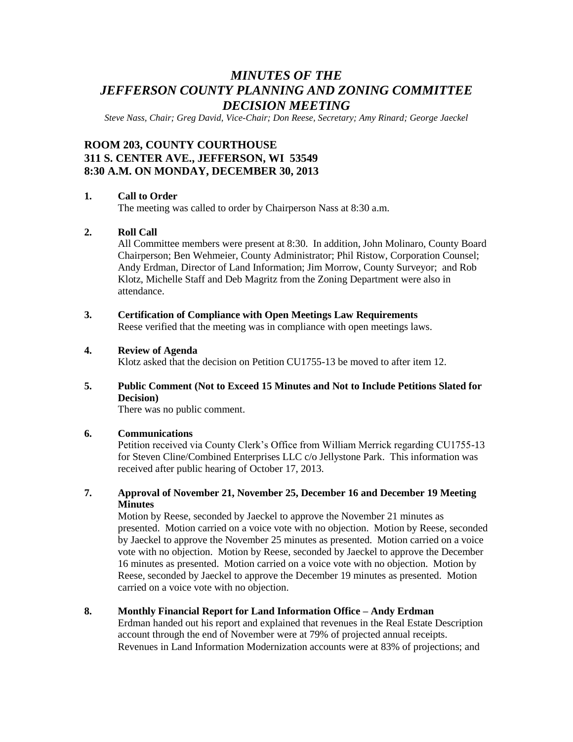# *MINUTES OF THE JEFFERSON COUNTY PLANNING AND ZONING COMMITTEE DECISION MEETING*

*Steve Nass, Chair; Greg David, Vice-Chair; Don Reese, Secretary; Amy Rinard; George Jaeckel*

## ROOM 203, COUNTY COURTHOUSE
## 311 S. CENTER AVE., JEFFERSON, WI 53549
## 8:30 A.M. ON MONDAY, DECEMBER 30, 2013

**1. Call to Order**

The meeting was called to order by Chairperson Nass at 8:30 a.m.

**2. Roll Call**

All Committee members were present at 8:30. In addition, John Molinaro, County Board Chairperson; Ben Wehmeier, County Administrator; Phil Ristow, Corporation Counsel; Andy Erdman, Director of Land Information; Jim Morrow, County Surveyor; and Rob Klotz, Michelle Staff and Deb Magritz from the Zoning Department were also in attendance.

**3. Certification of Compliance with Open Meetings Law Requirements**

Reese verified that the meeting was in compliance with open meetings laws.

**4. Review of Agenda**

Klotz asked that the decision on Petition CU1755-13 be moved to after item 12.

**5. Public Comment (Not to Exceed 15 Minutes and Not to Include Petitions Slated for Decision)**

There was no public comment.

**6. Communications**

Petition received via County Clerk's Office from William Merrick regarding CU1755-13 for Steven Cline/Combined Enterprises LLC c/o Jellystone Park. This information was received after public hearing of October 17, 2013.

**7. Approval of November 21, November 25, December 16 and December 19 Meeting Minutes**

Motion by Reese, seconded by Jaeckel to approve the November 21 minutes as presented. Motion carried on a voice vote with no objection. Motion by Reese, seconded by Jaeckel to approve the November 25 minutes as presented. Motion carried on a voice vote with no objection. Motion by Reese, seconded by Jaeckel to approve the December 16 minutes as presented. Motion carried on a voice vote with no objection. Motion by Reese, seconded by Jaeckel to approve the December 19 minutes as presented. Motion carried on a voice vote with no objection.

**8. Monthly Financial Report for Land Information Office – Andy Erdman**

Erdman handed out his report and explained that revenues in the Real Estate Description account through the end of November were at 79% of projected annual receipts. Revenues in Land Information Modernization accounts were at 83% of projections; and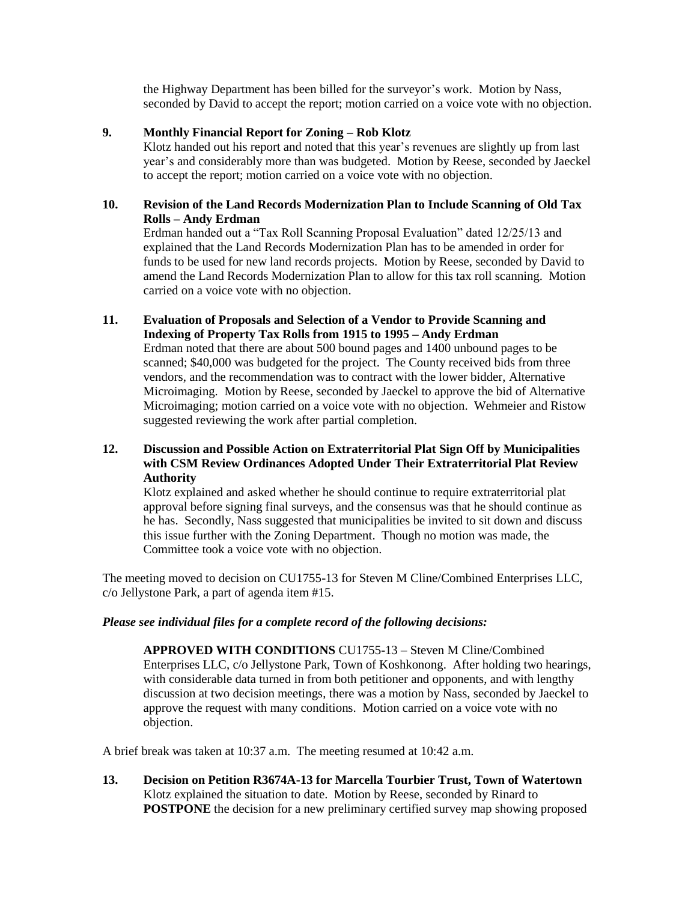the Highway Department has been billed for the surveyor's work. Motion by Nass, seconded by David to accept the report; motion carried on a voice vote with no objection.

**9. Monthly Financial Report for Zoning – Rob Klotz**

Klotz handed out his report and noted that this year's revenues are slightly up from last year's and considerably more than was budgeted. Motion by Reese, seconded by Jaeckel to accept the report; motion carried on a voice vote with no objection.

**10. Revision of the Land Records Modernization Plan to Include Scanning of Old Tax Rolls – Andy Erdman**

Erdman handed out a "Tax Roll Scanning Proposal Evaluation" dated 12/25/13 and explained that the Land Records Modernization Plan has to be amended in order for funds to be used for new land records projects. Motion by Reese, seconded by David to amend the Land Records Modernization Plan to allow for this tax roll scanning. Motion carried on a voice vote with no objection.

**11. Evaluation of Proposals and Selection of a Vendor to Provide Scanning and Indexing of Property Tax Rolls from 1915 to 1995 – Andy Erdman**

Erdman noted that there are about 500 bound pages and 1400 unbound pages to be scanned; $40,000 was budgeted for the project. The County received bids from three vendors, and the recommendation was to contract with the lower bidder, Alternative Microimaging. Motion by Reese, seconded by Jaeckel to approve the bid of Alternative Microimaging; motion carried on a voice vote with no objection. Wehmeier and Ristow suggested reviewing the work after partial completion.

**12. Discussion and Possible Action on Extraterritorial Plat Sign Off by Municipalities with CSM Review Ordinances Adopted Under Their Extraterritorial Plat Review Authority**

Klotz explained and asked whether he should continue to require extraterritorial plat approval before signing final surveys, and the consensus was that he should continue as he has. Secondly, Nass suggested that municipalities be invited to sit down and discuss this issue further with the Zoning Department. Though no motion was made, the Committee took a voice vote with no objection.

The meeting moved to decision on CU1755-13 for Steven M Cline/Combined Enterprises LLC, c/o Jellystone Park, a part of agenda item #15.

***Please see individual files for a complete record of the following decisions:***

**APPROVED WITH CONDITIONS** CU1755-13 – Steven M Cline/Combined Enterprises LLC, c/o Jellystone Park, Town of Koshkonong. After holding two hearings, with considerable data turned in from both petitioner and opponents, and with lengthy discussion at two decision meetings, there was a motion by Nass, seconded by Jaeckel to approve the request with many conditions. Motion carried on a voice vote with no objection.

A brief break was taken at 10:37 a.m. The meeting resumed at 10:42 a.m.

**13. Decision on Petition R3674A-13 for Marcella Tourbier Trust, Town of Watertown**

Klotz explained the situation to date. Motion by Reese, seconded by Rinard to **POSTPONE** the decision for a new preliminary certified survey map showing proposed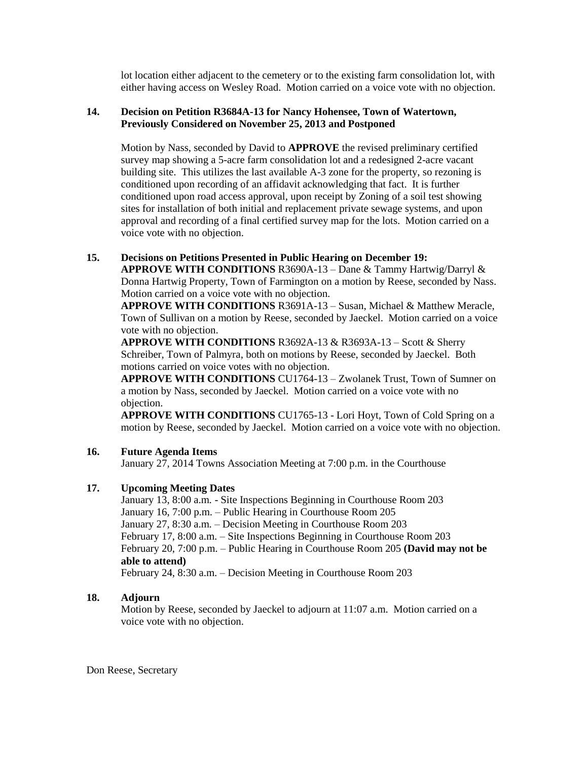lot location either adjacent to the cemetery or to the existing farm consolidation lot, with either having access on Wesley Road. Motion carried on a voice vote with no objection.

**14. Decision on Petition R3684A-13 for Nancy Hohensee, Town of Watertown, Previously Considered on November 25, 2013 and Postponed**

Motion by Nass, seconded by David to **APPROVE** the revised preliminary certified survey map showing a 5-acre farm consolidation lot and a redesigned 2-acre vacant building site. This utilizes the last available A-3 zone for the property, so rezoning is conditioned upon recording of an affidavit acknowledging that fact. It is further conditioned upon road access approval, upon receipt by Zoning of a soil test showing sites for installation of both initial and replacement private sewage systems, and upon approval and recording of a final certified survey map for the lots. Motion carried on a voice vote with no objection.

**15. Decisions on Petitions Presented in Public Hearing on December 19:**

**APPROVE WITH CONDITIONS** R3690A-13 – Dane & Tammy Hartwig/Darryl & Donna Hartwig Property, Town of Farmington on a motion by Reese, seconded by Nass. Motion carried on a voice vote with no objection.

**APPROVE WITH CONDITIONS** R3691A-13 – Susan, Michael & Matthew Meracle, Town of Sullivan on a motion by Reese, seconded by Jaeckel. Motion carried on a voice vote with no objection.

**APPROVE WITH CONDITIONS** R3692A-13 & R3693A-13 – Scott & Sherry Schreiber, Town of Palmyra, both on motions by Reese, seconded by Jaeckel. Both motions carried on voice votes with no objection.

**APPROVE WITH CONDITIONS** CU1764-13 – Zwolanek Trust, Town of Sumner on a motion by Nass, seconded by Jaeckel. Motion carried on a voice vote with no objection.

**APPROVE WITH CONDITIONS** CU1765-13 - Lori Hoyt, Town of Cold Spring on a motion by Reese, seconded by Jaeckel. Motion carried on a voice vote with no objection.

**16. Future Agenda Items**

January 27, 2014 Towns Association Meeting at 7:00 p.m. in the Courthouse

**17. Upcoming Meeting Dates**

January 13, 8:00 a.m. - Site Inspections Beginning in Courthouse Room 203
January 16, 7:00 p.m. – Public Hearing in Courthouse Room 205
January 27, 8:30 a.m. – Decision Meeting in Courthouse Room 203
February 17, 8:00 a.m. – Site Inspections Beginning in Courthouse Room 203
February 20, 7:00 p.m. – Public Hearing in Courthouse Room 205 **(David may not be able to attend)**
February 24, 8:30 a.m. – Decision Meeting in Courthouse Room 203

**18. Adjourn**

Motion by Reese, seconded by Jaeckel to adjourn at 11:07 a.m. Motion carried on a voice vote with no objection.

Don Reese, Secretary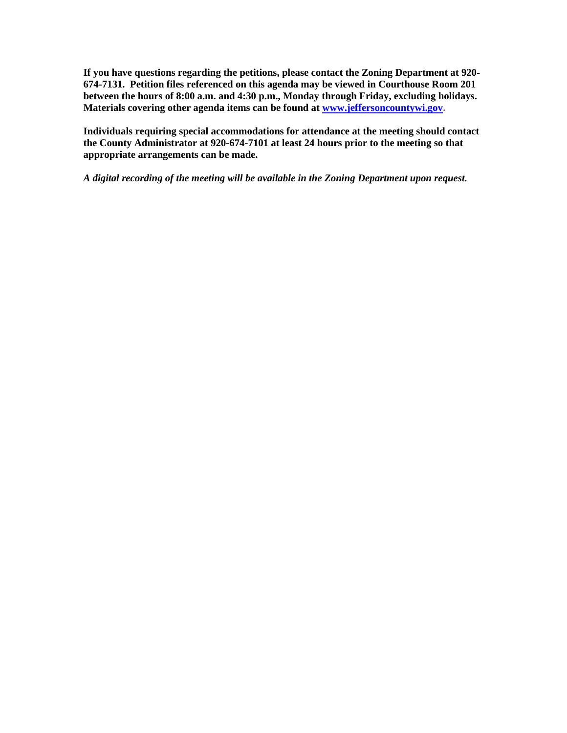**If you have questions regarding the petitions, please contact the Zoning Department at 920-674-7131. Petition files referenced on this agenda may be viewed in Courthouse Room 201 between the hours of 8:00 a.m. and 4:30 p.m., Monday through Friday, excluding holidays. Materials covering other agenda items can be found at [www.jeffersoncountywi.gov](http://www.jeffersoncountywi.gov).**

**Individuals requiring special accommodations for attendance at the meeting should contact the County Administrator at 920-674-7101 at least 24 hours prior to the meeting so that appropriate arrangements can be made.**

***A digital recording of the meeting will be available in the Zoning Department upon request.***